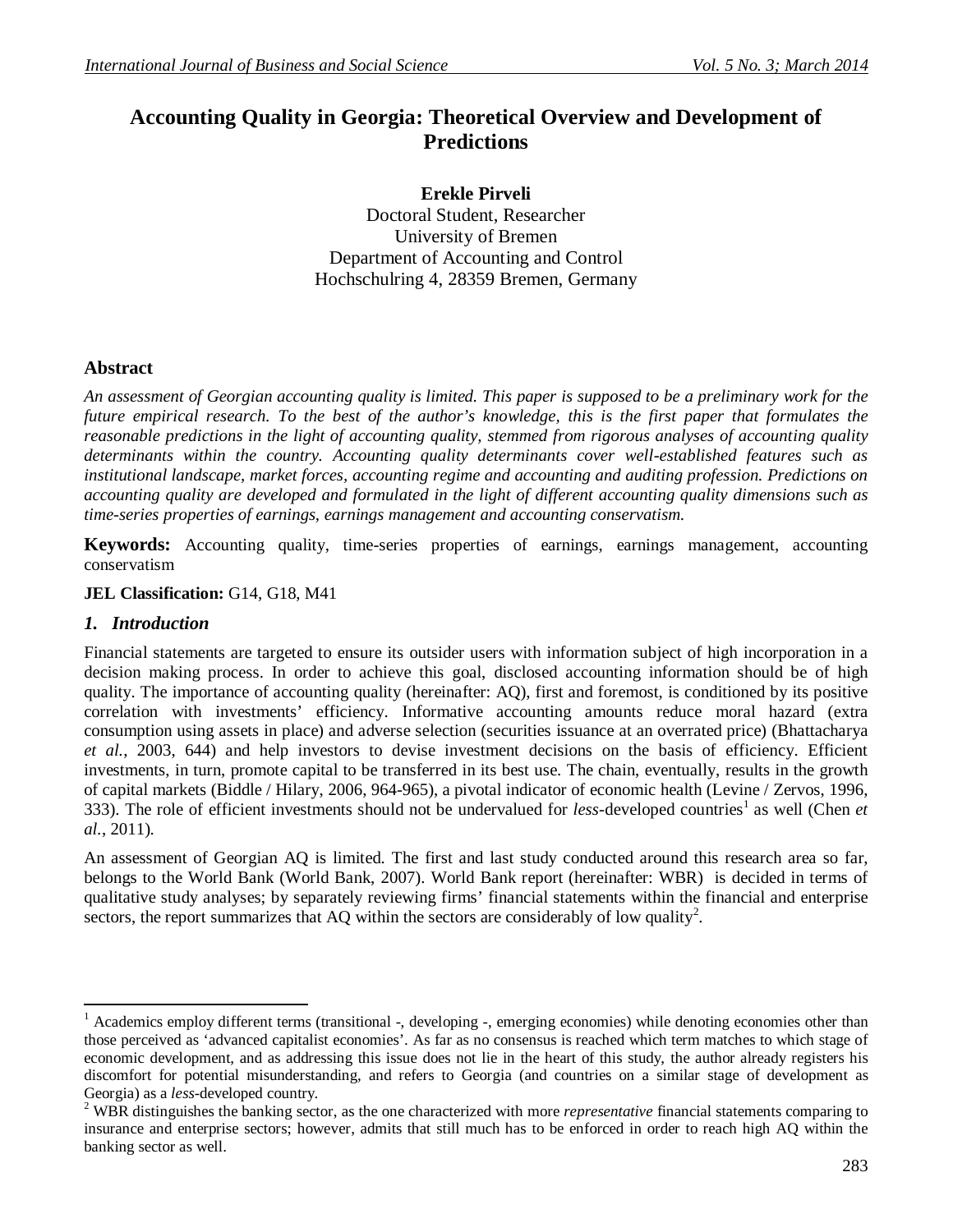# Accounting Quality in Georgia: Theoretical Overview and Development of Predictions

**Erekle Pirveli**
Doctoral Student, Researcher
University of Bremen
Department of Accounting and Control
Hochschulring 4, 28359 Bremen, Germany

## Abstract

*An assessment of Georgian accounting quality is limited. This paper is supposed to be a preliminary work for the future empirical research. To the best of the author's knowledge, this is the first paper that formulates the reasonable predictions in the light of accounting quality, stemmed from rigorous analyses of accounting quality determinants within the country. Accounting quality determinants cover well-established features such as institutional landscape, market forces, accounting regime and accounting and auditing profession. Predictions on accounting quality are developed and formulated in the light of different accounting quality dimensions such as time-series properties of earnings, earnings management and accounting conservatism.*

**Keywords:** Accounting quality, time-series properties of earnings, earnings management, accounting conservatism

**JEL Classification:** G14, G18, M41

## *1. Introduction*

Financial statements are targeted to ensure its outsider users with information subject of high incorporation in a decision making process. In order to achieve this goal, disclosed accounting information should be of high quality. The importance of accounting quality (hereinafter: AQ), first and foremost, is conditioned by its positive correlation with investments' efficiency. Informative accounting amounts reduce moral hazard (extra consumption using assets in place) and adverse selection (securities issuance at an overrated price) (Bhattacharya *et al.,* 2003, 644) and help investors to devise investment decisions on the basis of efficiency. Efficient investments, in turn, promote capital to be transferred in its best use. The chain, eventually, results in the growth of capital markets (Biddle / Hilary, 2006, 964-965), a pivotal indicator of economic health (Levine / Zervos, 1996, 333). The role of efficient investments should not be undervalued for *less*-developed countries[1] as well (Chen *et al.,* 2011).

An assessment of Georgian AQ is limited. The first and last study conducted around this research area so far, belongs to the World Bank (World Bank, 2007). World Bank report (hereinafter: WBR) is decided in terms of qualitative study analyses; by separately reviewing firms' financial statements within the financial and enterprise sectors, the report summarizes that AQ within the sectors are considerably of low quality[2].

---

[1] Academics employ different terms (transitional -, developing -, emerging economies) while denoting economies other than those perceived as 'advanced capitalist economies'. As far as no consensus is reached which term matches to which stage of economic development, and as addressing this issue does not lie in the heart of this study, the author already registers his discomfort for potential misunderstanding, and refers to Georgia (and countries on a similar stage of development as Georgia) as a *less*-developed country.

[2] WBR distinguishes the banking sector, as the one characterized with more *representative* financial statements comparing to insurance and enterprise sectors; however, admits that still much has to be enforced in order to reach high AQ within the banking sector as well.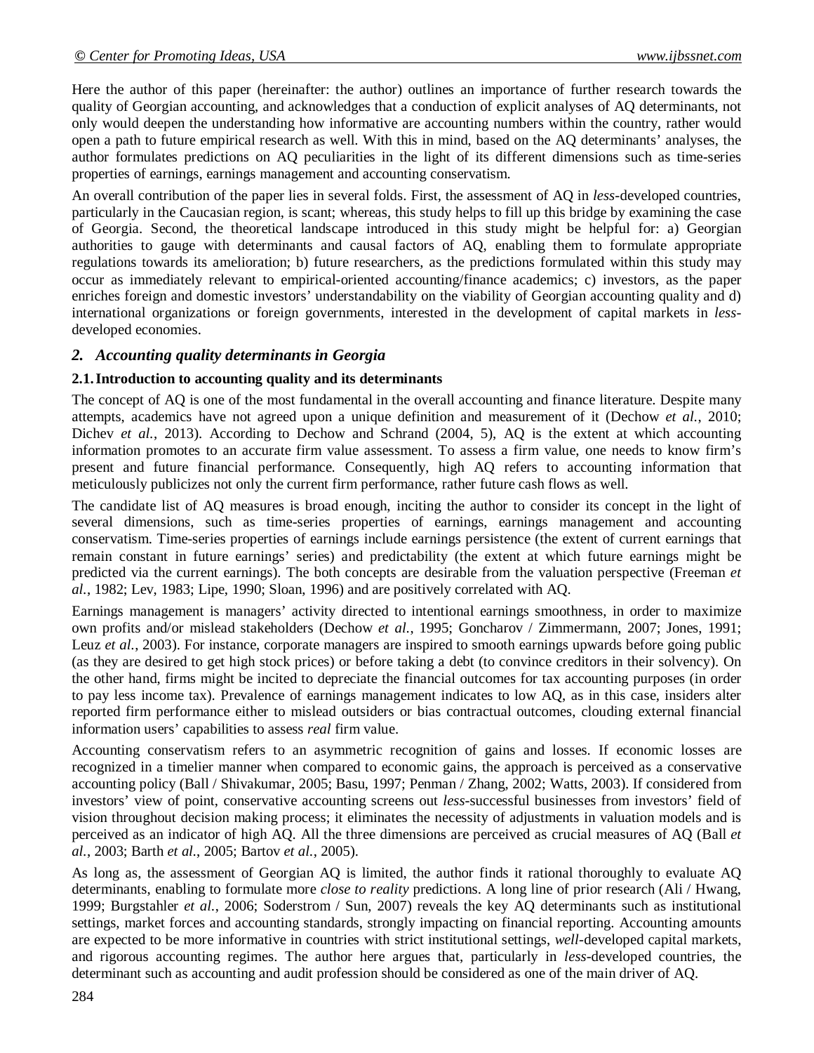Here the author of this paper (hereinafter: the author) outlines an importance of further research towards the quality of Georgian accounting, and acknowledges that a conduction of explicit analyses of AQ determinants, not only would deepen the understanding how informative are accounting numbers within the country, rather would open a path to future empirical research as well. With this in mind, based on the AQ determinants' analyses, the author formulates predictions on AQ peculiarities in the light of its different dimensions such as time-series properties of earnings, earnings management and accounting conservatism.

An overall contribution of the paper lies in several folds. First, the assessment of AQ in *less*-developed countries, particularly in the Caucasian region, is scant; whereas, this study helps to fill up this bridge by examining the case of Georgia. Second, the theoretical landscape introduced in this study might be helpful for: a) Georgian authorities to gauge with determinants and causal factors of AQ, enabling them to formulate appropriate regulations towards its amelioration; b) future researchers, as the predictions formulated within this study may occur as immediately relevant to empirical-oriented accounting/finance academics; c) investors, as the paper enriches foreign and domestic investors' understandability on the viability of Georgian accounting quality and d) international organizations or foreign governments, interested in the development of capital markets in *less*-developed economies.

## *2. Accounting quality determinants in Georgia*

### 2.1. Introduction to accounting quality and its determinants

The concept of AQ is one of the most fundamental in the overall accounting and finance literature. Despite many attempts, academics have not agreed upon a unique definition and measurement of it (Dechow *et al.*, 2010; Dichev *et al.*, 2013). According to Dechow and Schrand (2004, 5), AQ is the extent at which accounting information promotes to an accurate firm value assessment. To assess a firm value, one needs to know firm's present and future financial performance. Consequently, high AQ refers to accounting information that meticulously publicizes not only the current firm performance, rather future cash flows as well.

The candidate list of AQ measures is broad enough, inciting the author to consider its concept in the light of several dimensions, such as time-series properties of earnings, earnings management and accounting conservatism. Time-series properties of earnings include earnings persistence (the extent of current earnings that remain constant in future earnings' series) and predictability (the extent at which future earnings might be predicted via the current earnings). The both concepts are desirable from the valuation perspective (Freeman *et al.*, 1982; Lev, 1983; Lipe, 1990; Sloan, 1996) and are positively correlated with AQ.

Earnings management is managers' activity directed to intentional earnings smoothness, in order to maximize own profits and/or mislead stakeholders (Dechow *et al.*, 1995; Goncharov / Zimmermann, 2007; Jones, 1991; Leuz *et al.*, 2003). For instance, corporate managers are inspired to smooth earnings upwards before going public (as they are desired to get high stock prices) or before taking a debt (to convince creditors in their solvency). On the other hand, firms might be incited to depreciate the financial outcomes for tax accounting purposes (in order to pay less income tax). Prevalence of earnings management indicates to low AQ, as in this case, insiders alter reported firm performance either to mislead outsiders or bias contractual outcomes, clouding external financial information users' capabilities to assess *real* firm value.

Accounting conservatism refers to an asymmetric recognition of gains and losses. If economic losses are recognized in a timelier manner when compared to economic gains, the approach is perceived as a conservative accounting policy (Ball / Shivakumar, 2005; Basu, 1997; Penman / Zhang, 2002; Watts, 2003). If considered from investors' view of point, conservative accounting screens out *less*-successful businesses from investors' field of vision throughout decision making process; it eliminates the necessity of adjustments in valuation models and is perceived as an indicator of high AQ. All the three dimensions are perceived as crucial measures of AQ (Ball *et al.*, 2003; Barth *et al.*, 2005; Bartov *et al.*, 2005).

As long as, the assessment of Georgian AQ is limited, the author finds it rational thoroughly to evaluate AQ determinants, enabling to formulate more *close to reality* predictions. A long line of prior research (Ali / Hwang, 1999; Burgstahler *et al.*, 2006; Soderstrom / Sun, 2007) reveals the key AQ determinants such as institutional settings, market forces and accounting standards, strongly impacting on financial reporting. Accounting amounts are expected to be more informative in countries with strict institutional settings, *well*-developed capital markets, and rigorous accounting regimes. The author here argues that, particularly in *less*-developed countries, the determinant such as accounting and audit profession should be considered as one of the main driver of AQ.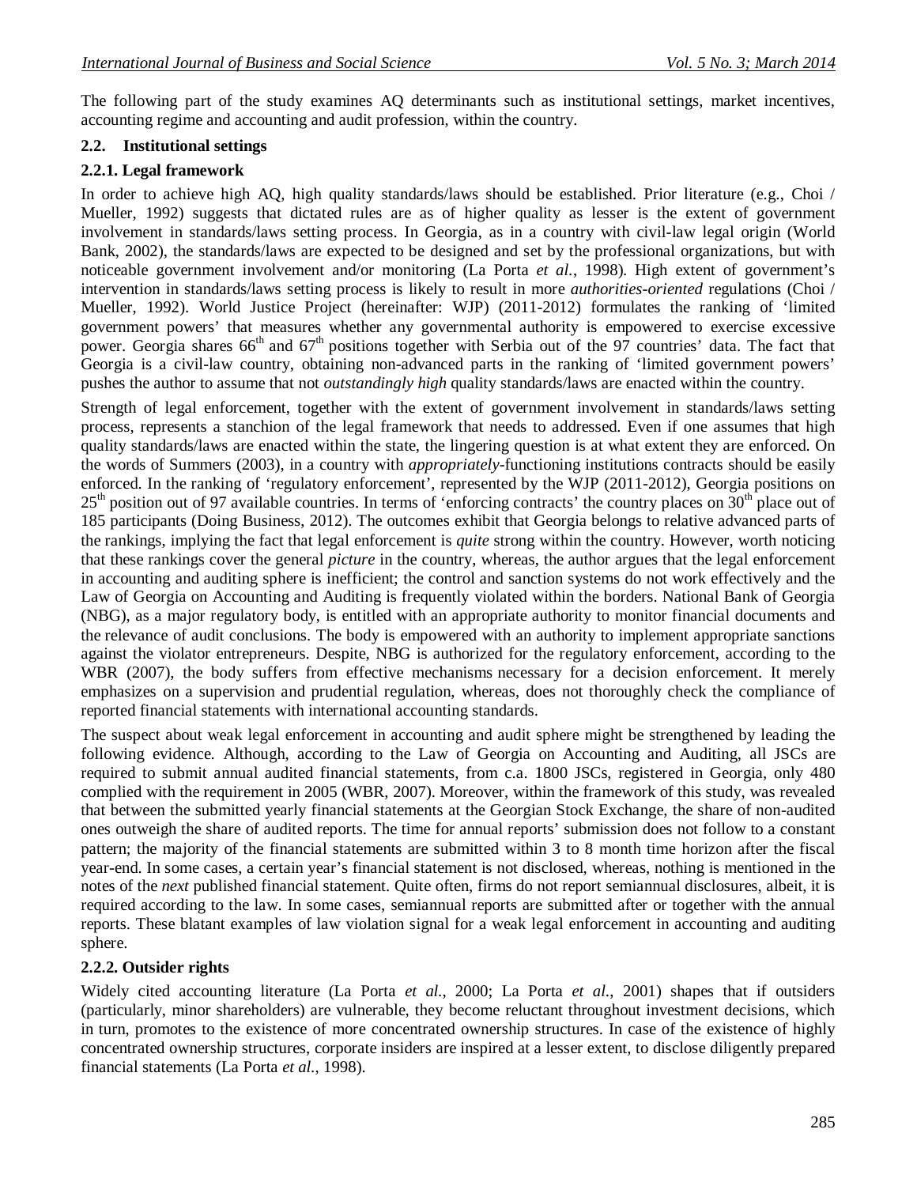The following part of the study examines AQ determinants such as institutional settings, market incentives, accounting regime and accounting and audit profession, within the country.

## 2.2. Institutional settings

### 2.2.1. Legal framework

In order to achieve high AQ, high quality standards/laws should be established. Prior literature (e.g., Choi / Mueller, 1992) suggests that dictated rules are as of higher quality as lesser is the extent of government involvement in standards/laws setting process. In Georgia, as in a country with civil-law legal origin (World Bank, 2002), the standards/laws are expected to be designed and set by the professional organizations, but with noticeable government involvement and/or monitoring (La Porta *et al.*, 1998). High extent of government's intervention in standards/laws setting process is likely to result in more *authorities-oriented* regulations (Choi / Mueller, 1992). World Justice Project (hereinafter: WJP) (2011-2012) formulates the ranking of 'limited government powers' that measures whether any governmental authority is empowered to exercise excessive power. Georgia shares 66th and 67th positions together with Serbia out of the 97 countries' data. The fact that Georgia is a civil-law country, obtaining non-advanced parts in the ranking of 'limited government powers' pushes the author to assume that not *outstandingly high* quality standards/laws are enacted within the country.

Strength of legal enforcement, together with the extent of government involvement in standards/laws setting process, represents a stanchion of the legal framework that needs to addressed. Even if one assumes that high quality standards/laws are enacted within the state, the lingering question is at what extent they are enforced. On the words of Summers (2003), in a country with *appropriately*-functioning institutions contracts should be easily enforced. In the ranking of 'regulatory enforcement', represented by the WJP (2011-2012), Georgia positions on 25th position out of 97 available countries. In terms of 'enforcing contracts' the country places on 30th place out of 185 participants (Doing Business, 2012). The outcomes exhibit that Georgia belongs to relative advanced parts of the rankings, implying the fact that legal enforcement is *quite* strong within the country. However, worth noticing that these rankings cover the general *picture* in the country, whereas, the author argues that the legal enforcement in accounting and auditing sphere is inefficient; the control and sanction systems do not work effectively and the Law of Georgia on Accounting and Auditing is frequently violated within the borders. National Bank of Georgia (NBG), as a major regulatory body, is entitled with an appropriate authority to monitor financial documents and the relevance of audit conclusions. The body is empowered with an authority to implement appropriate sanctions against the violator entrepreneurs. Despite, NBG is authorized for the regulatory enforcement, according to the WBR (2007), the body suffers from effective mechanisms necessary for a decision enforcement. It merely emphasizes on a supervision and prudential regulation, whereas, does not thoroughly check the compliance of reported financial statements with international accounting standards.

The suspect about weak legal enforcement in accounting and audit sphere might be strengthened by leading the following evidence. Although, according to the Law of Georgia on Accounting and Auditing, all JSCs are required to submit annual audited financial statements, from c.a. 1800 JSCs, registered in Georgia, only 480 complied with the requirement in 2005 (WBR, 2007). Moreover, within the framework of this study, was revealed that between the submitted yearly financial statements at the Georgian Stock Exchange, the share of non-audited ones outweigh the share of audited reports. The time for annual reports' submission does not follow to a constant pattern; the majority of the financial statements are submitted within 3 to 8 month time horizon after the fiscal year-end. In some cases, a certain year's financial statement is not disclosed, whereas, nothing is mentioned in the notes of the *next* published financial statement. Quite often, firms do not report semiannual disclosures, albeit, it is required according to the law. In some cases, semiannual reports are submitted after or together with the annual reports. These blatant examples of law violation signal for a weak legal enforcement in accounting and auditing sphere.

### 2.2.2. Outsider rights

Widely cited accounting literature (La Porta *et al.*, 2000; La Porta *et al.*, 2001) shapes that if outsiders (particularly, minor shareholders) are vulnerable, they become reluctant throughout investment decisions, which in turn, promotes to the existence of more concentrated ownership structures. In case of the existence of highly concentrated ownership structures, corporate insiders are inspired at a lesser extent, to disclose diligently prepared financial statements (La Porta *et al.*, 1998).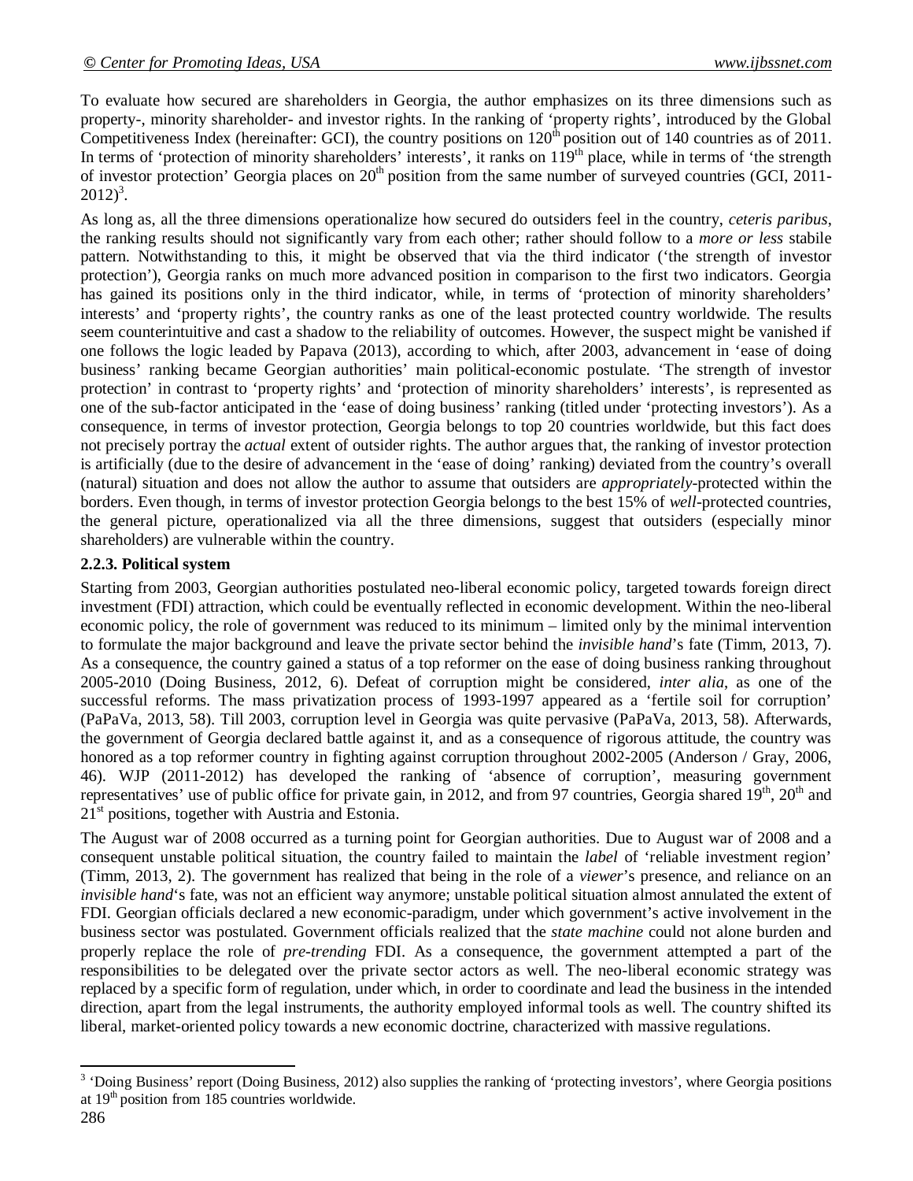To evaluate how secured are shareholders in Georgia, the author emphasizes on its three dimensions such as property-, minority shareholder- and investor rights. In the ranking of 'property rights', introduced by the Global Competitiveness Index (hereinafter: GCI), the country positions on 120th position out of 140 countries as of 2011. In terms of 'protection of minority shareholders' interests', it ranks on 119th place, while in terms of 'the strength of investor protection' Georgia places on 20th position from the same number of surveyed countries (GCI, 2011-2012)[3].

As long as, all the three dimensions operationalize how secured do outsiders feel in the country, *ceteris paribus*, the ranking results should not significantly vary from each other; rather should follow to a *more or less* stabile pattern. Notwithstanding to this, it might be observed that via the third indicator ('the strength of investor protection'), Georgia ranks on much more advanced position in comparison to the first two indicators. Georgia has gained its positions only in the third indicator, while, in terms of 'protection of minority shareholders' interests' and 'property rights', the country ranks as one of the least protected country worldwide. The results seem counterintuitive and cast a shadow to the reliability of outcomes. However, the suspect might be vanished if one follows the logic leaded by Papava (2013), according to which, after 2003, advancement in 'ease of doing business' ranking became Georgian authorities' main political-economic postulate. 'The strength of investor protection' in contrast to 'property rights' and 'protection of minority shareholders' interests', is represented as one of the sub-factor anticipated in the 'ease of doing business' ranking (titled under 'protecting investors'). As a consequence, in terms of investor protection, Georgia belongs to top 20 countries worldwide, but this fact does not precisely portray the *actual* extent of outsider rights. The author argues that, the ranking of investor protection is artificially (due to the desire of advancement in the 'ease of doing' ranking) deviated from the country's overall (natural) situation and does not allow the author to assume that outsiders are *appropriately*-protected within the borders. Even though, in terms of investor protection Georgia belongs to the best 15% of *well*-protected countries, the general picture, operationalized via all the three dimensions, suggest that outsiders (especially minor shareholders) are vulnerable within the country.

### 2.2.3. Political system

Starting from 2003, Georgian authorities postulated neo-liberal economic policy, targeted towards foreign direct investment (FDI) attraction, which could be eventually reflected in economic development. Within the neo-liberal economic policy, the role of government was reduced to its minimum – limited only by the minimal intervention to formulate the major background and leave the private sector behind the *invisible hand*'s fate (Timm, 2013, 7). As a consequence, the country gained a status of a top reformer on the ease of doing business ranking throughout 2005-2010 (Doing Business, 2012, 6). Defeat of corruption might be considered, *inter alia*, as one of the successful reforms. The mass privatization process of 1993-1997 appeared as a 'fertile soil for corruption' (PaPaVa, 2013, 58). Till 2003, corruption level in Georgia was quite pervasive (PaPaVa, 2013, 58). Afterwards, the government of Georgia declared battle against it, and as a consequence of rigorous attitude, the country was honored as a top reformer country in fighting against corruption throughout 2002-2005 (Anderson / Gray, 2006, 46). WJP (2011-2012) has developed the ranking of 'absence of corruption', measuring government representatives' use of public office for private gain, in 2012, and from 97 countries, Georgia shared 19th, 20th and 21st positions, together with Austria and Estonia.

The August war of 2008 occurred as a turning point for Georgian authorities. Due to August war of 2008 and a consequent unstable political situation, the country failed to maintain the *label* of 'reliable investment region' (Timm, 2013, 2). The government has realized that being in the role of a *viewer*'s presence, and reliance on an *invisible hand*'s fate, was not an efficient way anymore; unstable political situation almost annulated the extent of FDI. Georgian officials declared a new economic-paradigm, under which government's active involvement in the business sector was postulated. Government officials realized that the *state machine* could not alone burden and properly replace the role of *pre-trending* FDI. As a consequence, the government attempted a part of the responsibilities to be delegated over the private sector actors as well. The neo-liberal economic strategy was replaced by a specific form of regulation, under which, in order to coordinate and lead the business in the intended direction, apart from the legal instruments, the authority employed informal tools as well. The country shifted its liberal, market-oriented policy towards a new economic doctrine, characterized with massive regulations.

---

[3] 'Doing Business' report (Doing Business, 2012) also supplies the ranking of 'protecting investors', where Georgia positions at 19th position from 185 countries worldwide.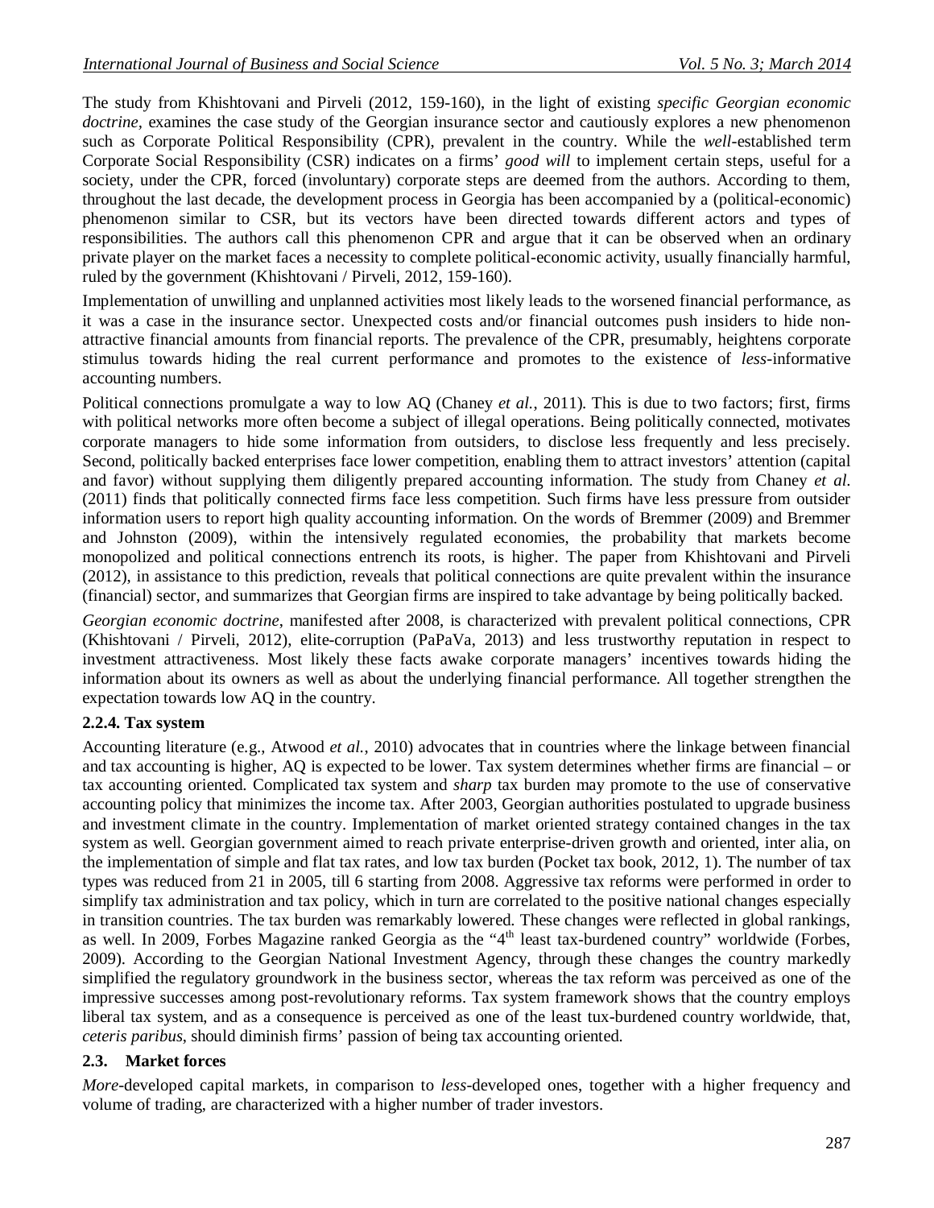The study from Khishtovani and Pirveli (2012, 159-160), in the light of existing *specific Georgian economic doctrine*, examines the case study of the Georgian insurance sector and cautiously explores a new phenomenon such as Corporate Political Responsibility (CPR), prevalent in the country. While the *well*-established term Corporate Social Responsibility (CSR) indicates on a firms' *good will* to implement certain steps, useful for a society, under the CPR, forced (involuntary) corporate steps are deemed from the authors. According to them, throughout the last decade, the development process in Georgia has been accompanied by a (political-economic) phenomenon similar to CSR, but its vectors have been directed towards different actors and types of responsibilities. The authors call this phenomenon CPR and argue that it can be observed when an ordinary private player on the market faces a necessity to complete political-economic activity, usually financially harmful, ruled by the government (Khishtovani / Pirveli, 2012, 159-160).

Implementation of unwilling and unplanned activities most likely leads to the worsened financial performance, as it was a case in the insurance sector. Unexpected costs and/or financial outcomes push insiders to hide non-attractive financial amounts from financial reports. The prevalence of the CPR, presumably, heightens corporate stimulus towards hiding the real current performance and promotes to the existence of *less*-informative accounting numbers.

Political connections promulgate a way to low AQ (Chaney *et al.*, 2011). This is due to two factors; first, firms with political networks more often become a subject of illegal operations. Being politically connected, motivates corporate managers to hide some information from outsiders, to disclose less frequently and less precisely. Second, politically backed enterprises face lower competition, enabling them to attract investors' attention (capital and favor) without supplying them diligently prepared accounting information. The study from Chaney *et al.* (2011) finds that politically connected firms face less competition. Such firms have less pressure from outsider information users to report high quality accounting information. On the words of Bremmer (2009) and Bremmer and Johnston (2009), within the intensively regulated economies, the probability that markets become monopolized and political connections entrench its roots, is higher. The paper from Khishtovani and Pirveli (2012), in assistance to this prediction, reveals that political connections are quite prevalent within the insurance (financial) sector, and summarizes that Georgian firms are inspired to take advantage by being politically backed.

*Georgian economic doctrine*, manifested after 2008, is characterized with prevalent political connections, CPR (Khishtovani / Pirveli, 2012), elite-corruption (PaPaVa, 2013) and less trustworthy reputation in respect to investment attractiveness. Most likely these facts awake corporate managers' incentives towards hiding the information about its owners as well as about the underlying financial performance. All together strengthen the expectation towards low AQ in the country.

#### 2.2.4. Tax system

Accounting literature (e.g., Atwood *et al.*, 2010) advocates that in countries where the linkage between financial and tax accounting is higher, AQ is expected to be lower. Tax system determines whether firms are financial – or tax accounting oriented. Complicated tax system and *sharp* tax burden may promote to the use of conservative accounting policy that minimizes the income tax. After 2003, Georgian authorities postulated to upgrade business and investment climate in the country. Implementation of market oriented strategy contained changes in the tax system as well. Georgian government aimed to reach private enterprise-driven growth and oriented, inter alia, on the implementation of simple and flat tax rates, and low tax burden (Pocket tax book, 2012, 1). The number of tax types was reduced from 21 in 2005, till 6 starting from 2008. Aggressive tax reforms were performed in order to simplify tax administration and tax policy, which in turn are correlated to the positive national changes especially in transition countries. The tax burden was remarkably lowered. These changes were reflected in global rankings, as well. In 2009, Forbes Magazine ranked Georgia as the "4th least tax-burdened country" worldwide (Forbes, 2009). According to the Georgian National Investment Agency, through these changes the country markedly simplified the regulatory groundwork in the business sector, whereas the tax reform was perceived as one of the impressive successes among post-revolutionary reforms. Tax system framework shows that the country employs liberal tax system, and as a consequence is perceived as one of the least tux-burdened country worldwide, that, *ceteris paribus*, should diminish firms' passion of being tax accounting oriented.

### 2.3. Market forces

*More*-developed capital markets, in comparison to *less*-developed ones, together with a higher frequency and volume of trading, are characterized with a higher number of trader investors.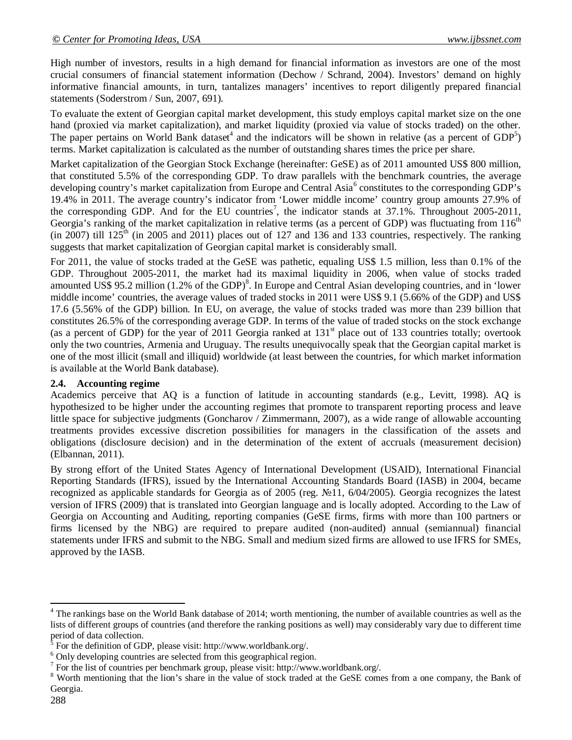High number of investors, results in a high demand for financial information as investors are one of the most crucial consumers of financial statement information (Dechow / Schrand, 2004). Investors' demand on highly informative financial amounts, in turn, tantalizes managers' incentives to report diligently prepared financial statements (Soderstrom / Sun, 2007, 691).

To evaluate the extent of Georgian capital market development, this study employs capital market size on the one hand (proxied via market capitalization), and market liquidity (proxied via value of stocks traded) on the other. The paper pertains on World Bank dataset[4] and the indicators will be shown in relative (as a percent of GDP[5]) terms. Market capitalization is calculated as the number of outstanding shares times the price per share.

Market capitalization of the Georgian Stock Exchange (hereinafter: GeSE) as of 2011 amounted US$ 800 million, that constituted 5.5% of the corresponding GDP. To draw parallels with the benchmark countries, the average developing country's market capitalization from Europe and Central Asia[6] constitutes to the corresponding GDP's 19.4% in 2011. The average country's indicator from 'Lower middle income' country group amounts 27.9% of the corresponding GDP. And for the EU countries[7], the indicator stands at 37.1%. Throughout 2005-2011, Georgia's ranking of the market capitalization in relative terms (as a percent of GDP) was fluctuating from 116th (in 2007) till 125th (in 2005 and 2011) places out of 127 and 136 and 133 countries, respectively. The ranking suggests that market capitalization of Georgian capital market is considerably small.

For 2011, the value of stocks traded at the GeSE was pathetic, equaling US$ 1.5 million, less than 0.1% of the GDP. Throughout 2005-2011, the market had its maximal liquidity in 2006, when value of stocks traded amounted US$ 95.2 million (1.2% of the GDP)[8]. In Europe and Central Asian developing countries, and in 'lower middle income' countries, the average values of traded stocks in 2011 were US$ 9.1 (5.66% of the GDP) and US$ 17.6 (5.56% of the GDP) billion. In EU, on average, the value of stocks traded was more than 239 billion that constitutes 26.5% of the corresponding average GDP. In terms of the value of traded stocks on the stock exchange (as a percent of GDP) for the year of 2011 Georgia ranked at 131st place out of 133 countries totally; overtook only the two countries, Armenia and Uruguay. The results unequivocally speak that the Georgian capital market is one of the most illicit (small and illiquid) worldwide (at least between the countries, for which market information is available at the World Bank database).

### 2.4. Accounting regime

Academics perceive that AQ is a function of latitude in accounting standards (e.g., Levitt, 1998). AQ is hypothesized to be higher under the accounting regimes that promote to transparent reporting process and leave little space for subjective judgments (Goncharov / Zimmermann, 2007), as a wide range of allowable accounting treatments provides excessive discretion possibilities for managers in the classification of the assets and obligations (disclosure decision) and in the determination of the extent of accruals (measurement decision) (Elbannan, 2011).

By strong effort of the United States Agency of International Development (USAID), International Financial Reporting Standards (IFRS), issued by the International Accounting Standards Board (IASB) in 2004, became recognized as applicable standards for Georgia as of 2005 (reg. №11, 6/04/2005). Georgia recognizes the latest version of IFRS (2009) that is translated into Georgian language and is locally adopted. According to the Law of Georgia on Accounting and Auditing, reporting companies (GeSE firms, firms with more than 100 partners or firms licensed by the NBG) are required to prepare audited (non-audited) annual (semiannual) financial statements under IFRS and submit to the NBG. Small and medium sized firms are allowed to use IFRS for SMEs, approved by the IASB.

---

[4] The rankings base on the World Bank database of 2014; worth mentioning, the number of available countries as well as the lists of different groups of countries (and therefore the ranking positions as well) may considerably vary due to different time period of data collection.

[5] For the definition of GDP, please visit: http://www.worldbank.org/.

[6] Only developing countries are selected from this geographical region.

[7] For the list of countries per benchmark group, please visit: http://www.worldbank.org/.

[8] Worth mentioning that the lion's share in the value of stock traded at the GeSE comes from a one company, the Bank of Georgia.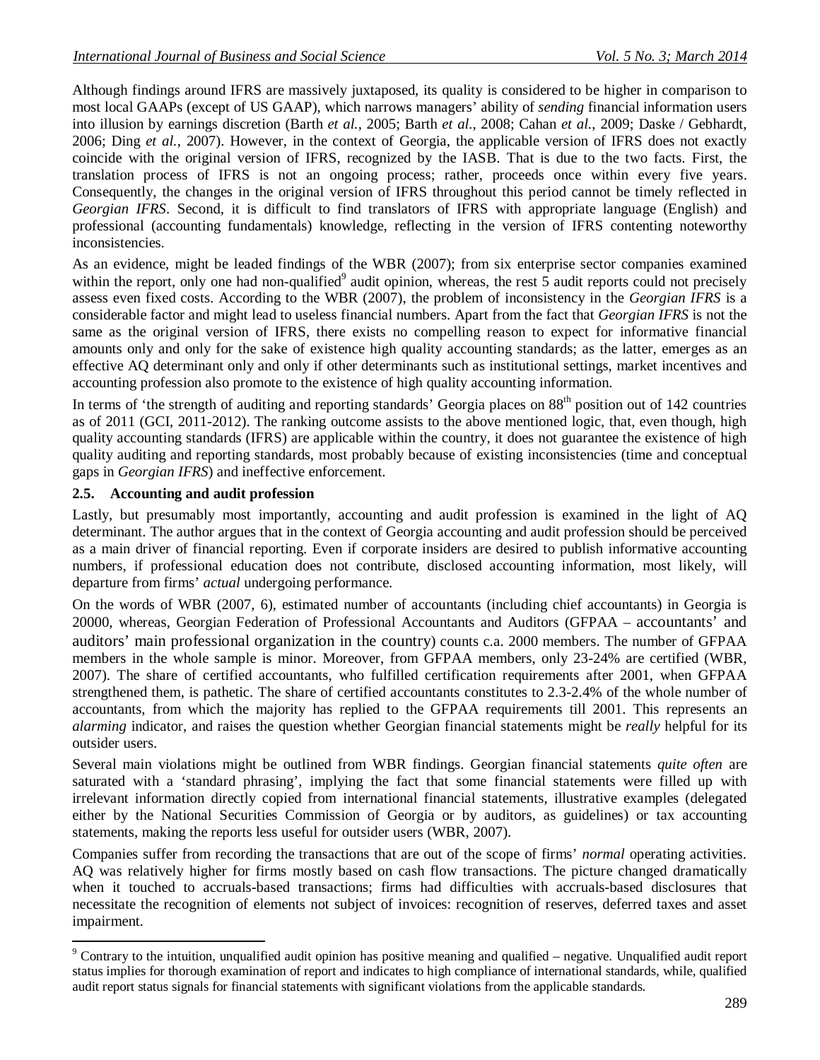Although findings around IFRS are massively juxtaposed, its quality is considered to be higher in comparison to most local GAAPs (except of US GAAP), which narrows managers' ability of *sending* financial information users into illusion by earnings discretion (Barth *et al.*, 2005; Barth *et al.*, 2008; Cahan *et al.*, 2009; Daske / Gebhardt, 2006; Ding *et al.*, 2007). However, in the context of Georgia, the applicable version of IFRS does not exactly coincide with the original version of IFRS, recognized by the IASB. That is due to the two facts. First, the translation process of IFRS is not an ongoing process; rather, proceeds once within every five years. Consequently, the changes in the original version of IFRS throughout this period cannot be timely reflected in *Georgian IFRS*. Second, it is difficult to find translators of IFRS with appropriate language (English) and professional (accounting fundamentals) knowledge, reflecting in the version of IFRS contenting noteworthy inconsistencies.

As an evidence, might be leaded findings of the WBR (2007); from six enterprise sector companies examined within the report, only one had non-qualified[9] audit opinion, whereas, the rest 5 audit reports could not precisely assess even fixed costs. According to the WBR (2007), the problem of inconsistency in the *Georgian IFRS* is a considerable factor and might lead to useless financial numbers. Apart from the fact that *Georgian IFRS* is not the same as the original version of IFRS, there exists no compelling reason to expect for informative financial amounts only and only for the sake of existence high quality accounting standards; as the latter, emerges as an effective AQ determinant only and only if other determinants such as institutional settings, market incentives and accounting profession also promote to the existence of high quality accounting information.

In terms of 'the strength of auditing and reporting standards' Georgia places on 88th position out of 142 countries as of 2011 (GCI, 2011-2012). The ranking outcome assists to the above mentioned logic, that, even though, high quality accounting standards (IFRS) are applicable within the country, it does not guarantee the existence of high quality auditing and reporting standards, most probably because of existing inconsistencies (time and conceptual gaps in *Georgian IFRS*) and ineffective enforcement.

### 2.5. Accounting and audit profession

Lastly, but presumably most importantly, accounting and audit profession is examined in the light of AQ determinant. The author argues that in the context of Georgia accounting and audit profession should be perceived as a main driver of financial reporting. Even if corporate insiders are desired to publish informative accounting numbers, if professional education does not contribute, disclosed accounting information, most likely, will departure from firms' *actual* undergoing performance.

On the words of WBR (2007, 6), estimated number of accountants (including chief accountants) in Georgia is 20000, whereas, Georgian Federation of Professional Accountants and Auditors (GFPAA – accountants' and auditors' main professional organization in the country) counts c.a. 2000 members. The number of GFPAA members in the whole sample is minor. Moreover, from GFPAA members, only 23-24% are certified (WBR, 2007). The share of certified accountants, who fulfilled certification requirements after 2001, when GFPAA strengthened them, is pathetic. The share of certified accountants constitutes to 2.3-2.4% of the whole number of accountants, from which the majority has replied to the GFPAA requirements till 2001. This represents an *alarming* indicator, and raises the question whether Georgian financial statements might be *really* helpful for its outsider users.

Several main violations might be outlined from WBR findings. Georgian financial statements *quite often* are saturated with a 'standard phrasing', implying the fact that some financial statements were filled up with irrelevant information directly copied from international financial statements, illustrative examples (delegated either by the National Securities Commission of Georgia or by auditors, as guidelines) or tax accounting statements, making the reports less useful for outsider users (WBR, 2007).

Companies suffer from recording the transactions that are out of the scope of firms' *normal* operating activities. AQ was relatively higher for firms mostly based on cash flow transactions. The picture changed dramatically when it touched to accruals-based transactions; firms had difficulties with accruals-based disclosures that necessitate the recognition of elements not subject of invoices: recognition of reserves, deferred taxes and asset impairment.

---

[9] Contrary to the intuition, unqualified audit opinion has positive meaning and qualified – negative. Unqualified audit report status implies for thorough examination of report and indicates to high compliance of international standards, while, qualified audit report status signals for financial statements with significant violations from the applicable standards.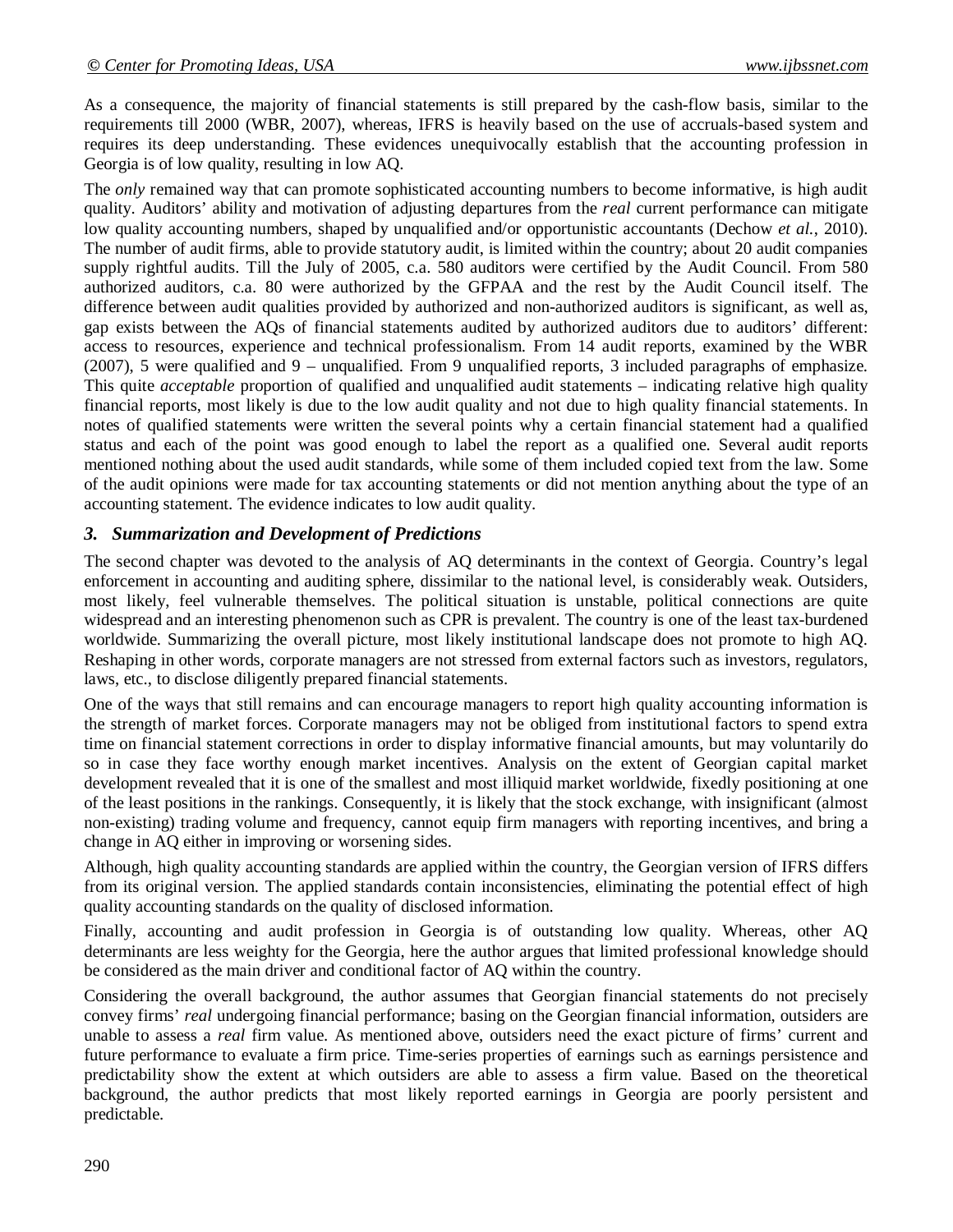As a consequence, the majority of financial statements is still prepared by the cash-flow basis, similar to the requirements till 2000 (WBR, 2007), whereas, IFRS is heavily based on the use of accruals-based system and requires its deep understanding. These evidences unequivocally establish that the accounting profession in Georgia is of low quality, resulting in low AQ.

The *only* remained way that can promote sophisticated accounting numbers to become informative, is high audit quality. Auditors' ability and motivation of adjusting departures from the *real* current performance can mitigate low quality accounting numbers, shaped by unqualified and/or opportunistic accountants (Dechow *et al.*, 2010). The number of audit firms, able to provide statutory audit, is limited within the country; about 20 audit companies supply rightful audits. Till the July of 2005, c.a. 580 auditors were certified by the Audit Council. From 580 authorized auditors, c.a. 80 were authorized by the GFPAA and the rest by the Audit Council itself. The difference between audit qualities provided by authorized and non-authorized auditors is significant, as well as, gap exists between the AQs of financial statements audited by authorized auditors due to auditors' different: access to resources, experience and technical professionalism. From 14 audit reports, examined by the WBR (2007), 5 were qualified and 9 – unqualified. From 9 unqualified reports, 3 included paragraphs of emphasize. This quite *acceptable* proportion of qualified and unqualified audit statements – indicating relative high quality financial reports, most likely is due to the low audit quality and not due to high quality financial statements. In notes of qualified statements were written the several points why a certain financial statement had a qualified status and each of the point was good enough to label the report as a qualified one. Several audit reports mentioned nothing about the used audit standards, while some of them included copied text from the law. Some of the audit opinions were made for tax accounting statements or did not mention anything about the type of an accounting statement. The evidence indicates to low audit quality.

### 3. Summarization and Development of Predictions

The second chapter was devoted to the analysis of AQ determinants in the context of Georgia. Country's legal enforcement in accounting and auditing sphere, dissimilar to the national level, is considerably weak. Outsiders, most likely, feel vulnerable themselves. The political situation is unstable, political connections are quite widespread and an interesting phenomenon such as CPR is prevalent. The country is one of the least tax-burdened worldwide. Summarizing the overall picture, most likely institutional landscape does not promote to high AQ. Reshaping in other words, corporate managers are not stressed from external factors such as investors, regulators, laws, etc., to disclose diligently prepared financial statements.

One of the ways that still remains and can encourage managers to report high quality accounting information is the strength of market forces. Corporate managers may not be obliged from institutional factors to spend extra time on financial statement corrections in order to display informative financial amounts, but may voluntarily do so in case they face worthy enough market incentives. Analysis on the extent of Georgian capital market development revealed that it is one of the smallest and most illiquid market worldwide, fixedly positioning at one of the least positions in the rankings. Consequently, it is likely that the stock exchange, with insignificant (almost non-existing) trading volume and frequency, cannot equip firm managers with reporting incentives, and bring a change in AQ either in improving or worsening sides.

Although, high quality accounting standards are applied within the country, the Georgian version of IFRS differs from its original version. The applied standards contain inconsistencies, eliminating the potential effect of high quality accounting standards on the quality of disclosed information.

Finally, accounting and audit profession in Georgia is of outstanding low quality. Whereas, other AQ determinants are less weighty for the Georgia, here the author argues that limited professional knowledge should be considered as the main driver and conditional factor of AQ within the country.

Considering the overall background, the author assumes that Georgian financial statements do not precisely convey firms' *real* undergoing financial performance; basing on the Georgian financial information, outsiders are unable to assess a *real* firm value. As mentioned above, outsiders need the exact picture of firms' current and future performance to evaluate a firm price. Time-series properties of earnings such as earnings persistence and predictability show the extent at which outsiders are able to assess a firm value. Based on the theoretical background, the author predicts that most likely reported earnings in Georgia are poorly persistent and predictable.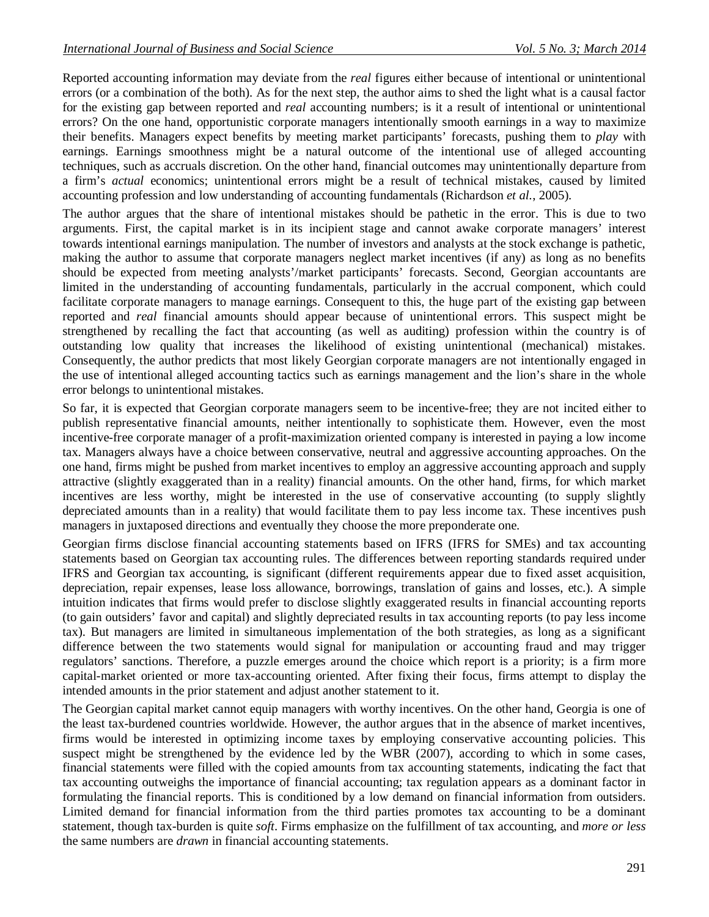Reported accounting information may deviate from the *real* figures either because of intentional or unintentional errors (or a combination of the both). As for the next step, the author aims to shed the light what is a causal factor for the existing gap between reported and *real* accounting numbers; is it a result of intentional or unintentional errors? On the one hand, opportunistic corporate managers intentionally smooth earnings in a way to maximize their benefits. Managers expect benefits by meeting market participants' forecasts, pushing them to *play* with earnings. Earnings smoothness might be a natural outcome of the intentional use of alleged accounting techniques, such as accruals discretion. On the other hand, financial outcomes may unintentionally departure from a firm's *actual* economics; unintentional errors might be a result of technical mistakes, caused by limited accounting profession and low understanding of accounting fundamentals (Richardson *et al.*, 2005).

The author argues that the share of intentional mistakes should be pathetic in the error. This is due to two arguments. First, the capital market is in its incipient stage and cannot awake corporate managers' interest towards intentional earnings manipulation. The number of investors and analysts at the stock exchange is pathetic, making the author to assume that corporate managers neglect market incentives (if any) as long as no benefits should be expected from meeting analysts'/market participants' forecasts. Second, Georgian accountants are limited in the understanding of accounting fundamentals, particularly in the accrual component, which could facilitate corporate managers to manage earnings. Consequent to this, the huge part of the existing gap between reported and *real* financial amounts should appear because of unintentional errors. This suspect might be strengthened by recalling the fact that accounting (as well as auditing) profession within the country is of outstanding low quality that increases the likelihood of existing unintentional (mechanical) mistakes. Consequently, the author predicts that most likely Georgian corporate managers are not intentionally engaged in the use of intentional alleged accounting tactics such as earnings management and the lion's share in the whole error belongs to unintentional mistakes.

So far, it is expected that Georgian corporate managers seem to be incentive-free; they are not incited either to publish representative financial amounts, neither intentionally to sophisticate them. However, even the most incentive-free corporate manager of a profit-maximization oriented company is interested in paying a low income tax. Managers always have a choice between conservative, neutral and aggressive accounting approaches. On the one hand, firms might be pushed from market incentives to employ an aggressive accounting approach and supply attractive (slightly exaggerated than in a reality) financial amounts. On the other hand, firms, for which market incentives are less worthy, might be interested in the use of conservative accounting (to supply slightly depreciated amounts than in a reality) that would facilitate them to pay less income tax. These incentives push managers in juxtaposed directions and eventually they choose the more preponderate one.

Georgian firms disclose financial accounting statements based on IFRS (IFRS for SMEs) and tax accounting statements based on Georgian tax accounting rules. The differences between reporting standards required under IFRS and Georgian tax accounting, is significant (different requirements appear due to fixed asset acquisition, depreciation, repair expenses, lease loss allowance, borrowings, translation of gains and losses, etc.). A simple intuition indicates that firms would prefer to disclose slightly exaggerated results in financial accounting reports (to gain outsiders' favor and capital) and slightly depreciated results in tax accounting reports (to pay less income tax). But managers are limited in simultaneous implementation of the both strategies, as long as a significant difference between the two statements would signal for manipulation or accounting fraud and may trigger regulators' sanctions. Therefore, a puzzle emerges around the choice which report is a priority; is a firm more capital-market oriented or more tax-accounting oriented. After fixing their focus, firms attempt to display the intended amounts in the prior statement and adjust another statement to it.

The Georgian capital market cannot equip managers with worthy incentives. On the other hand, Georgia is one of the least tax-burdened countries worldwide. However, the author argues that in the absence of market incentives, firms would be interested in optimizing income taxes by employing conservative accounting policies. This suspect might be strengthened by the evidence led by the WBR (2007), according to which in some cases, financial statements were filled with the copied amounts from tax accounting statements, indicating the fact that tax accounting outweighs the importance of financial accounting; tax regulation appears as a dominant factor in formulating the financial reports. This is conditioned by a low demand on financial information from outsiders. Limited demand for financial information from the third parties promotes tax accounting to be a dominant statement, though tax-burden is quite *soft*. Firms emphasize on the fulfillment of tax accounting, and *more or less* the same numbers are *drawn* in financial accounting statements.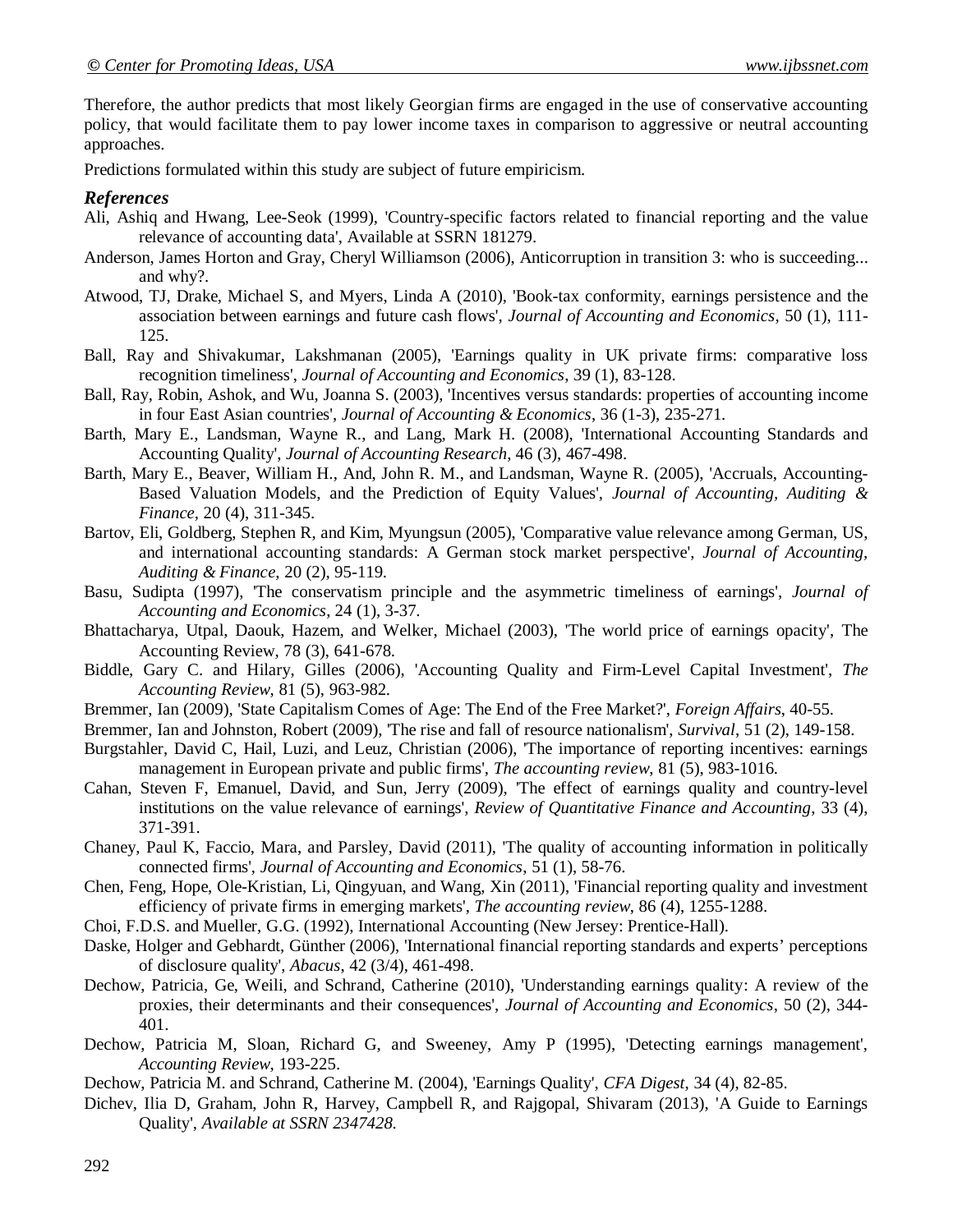Therefore, the author predicts that most likely Georgian firms are engaged in the use of conservative accounting policy, that would facilitate them to pay lower income taxes in comparison to aggressive or neutral accounting approaches.

Predictions formulated within this study are subject of future empiricism.

### *References*

Ali, Ashiq and Hwang, Lee-Seok (1999), 'Country-specific factors related to financial reporting and the value relevance of accounting data', Available at SSRN 181279.

Anderson, James Horton and Gray, Cheryl Williamson (2006), Anticorruption in transition 3: who is succeeding... and why?.

Atwood, TJ, Drake, Michael S, and Myers, Linda A (2010), 'Book-tax conformity, earnings persistence and the association between earnings and future cash flows', *Journal of Accounting and Economics*, 50 (1), 111-125.

Ball, Ray and Shivakumar, Lakshmanan (2005), 'Earnings quality in UK private firms: comparative loss recognition timeliness', *Journal of Accounting and Economics*, 39 (1), 83-128.

Ball, Ray, Robin, Ashok, and Wu, Joanna S. (2003), 'Incentives versus standards: properties of accounting income in four East Asian countries', *Journal of Accounting & Economics*, 36 (1-3), 235-271.

Barth, Mary E., Landsman, Wayne R., and Lang, Mark H. (2008), 'International Accounting Standards and Accounting Quality', *Journal of Accounting Research*, 46 (3), 467-498.

Barth, Mary E., Beaver, William H., And, John R. M., and Landsman, Wayne R. (2005), 'Accruals, Accounting-Based Valuation Models, and the Prediction of Equity Values', *Journal of Accounting, Auditing & Finance*, 20 (4), 311-345.

Bartov, Eli, Goldberg, Stephen R, and Kim, Myungsun (2005), 'Comparative value relevance among German, US, and international accounting standards: A German stock market perspective', *Journal of Accounting, Auditing & Finance*, 20 (2), 95-119.

Basu, Sudipta (1997), 'The conservatism principle and the asymmetric timeliness of earnings', *Journal of Accounting and Economics*, 24 (1), 3-37.

Bhattacharya, Utpal, Daouk, Hazem, and Welker, Michael (2003), 'The world price of earnings opacity', The Accounting Review, 78 (3), 641-678.

Biddle, Gary C. and Hilary, Gilles (2006), 'Accounting Quality and Firm-Level Capital Investment', *The Accounting Review*, 81 (5), 963-982.

Bremmer, Ian (2009), 'State Capitalism Comes of Age: The End of the Free Market?', *Foreign Affairs*, 40-55.

Bremmer, Ian and Johnston, Robert (2009), 'The rise and fall of resource nationalism', *Survival*, 51 (2), 149-158.

Burgstahler, David C, Hail, Luzi, and Leuz, Christian (2006), 'The importance of reporting incentives: earnings management in European private and public firms', *The accounting review*, 81 (5), 983-1016.

Cahan, Steven F, Emanuel, David, and Sun, Jerry (2009), 'The effect of earnings quality and country-level institutions on the value relevance of earnings', *Review of Quantitative Finance and Accounting*, 33 (4), 371-391.

Chaney, Paul K, Faccio, Mara, and Parsley, David (2011), 'The quality of accounting information in politically connected firms', *Journal of Accounting and Economics*, 51 (1), 58-76.

Chen, Feng, Hope, Ole-Kristian, Li, Qingyuan, and Wang, Xin (2011), 'Financial reporting quality and investment efficiency of private firms in emerging markets', *The accounting review*, 86 (4), 1255-1288.

Choi, F.D.S. and Mueller, G.G. (1992), International Accounting (New Jersey: Prentice-Hall).

Daske, Holger and Gebhardt, Günther (2006), 'International financial reporting standards and experts' perceptions of disclosure quality', *Abacus*, 42 (3/4), 461-498.

Dechow, Patricia, Ge, Weili, and Schrand, Catherine (2010), 'Understanding earnings quality: A review of the proxies, their determinants and their consequences', *Journal of Accounting and Economics*, 50 (2), 344-401.

Dechow, Patricia M, Sloan, Richard G, and Sweeney, Amy P (1995), 'Detecting earnings management', *Accounting Review*, 193-225.

Dechow, Patricia M. and Schrand, Catherine M. (2004), 'Earnings Quality', *CFA Digest*, 34 (4), 82-85.

Dichev, Ilia D, Graham, John R, Harvey, Campbell R, and Rajgopal, Shivaram (2013), 'A Guide to Earnings Quality', *Available at SSRN 2347428.*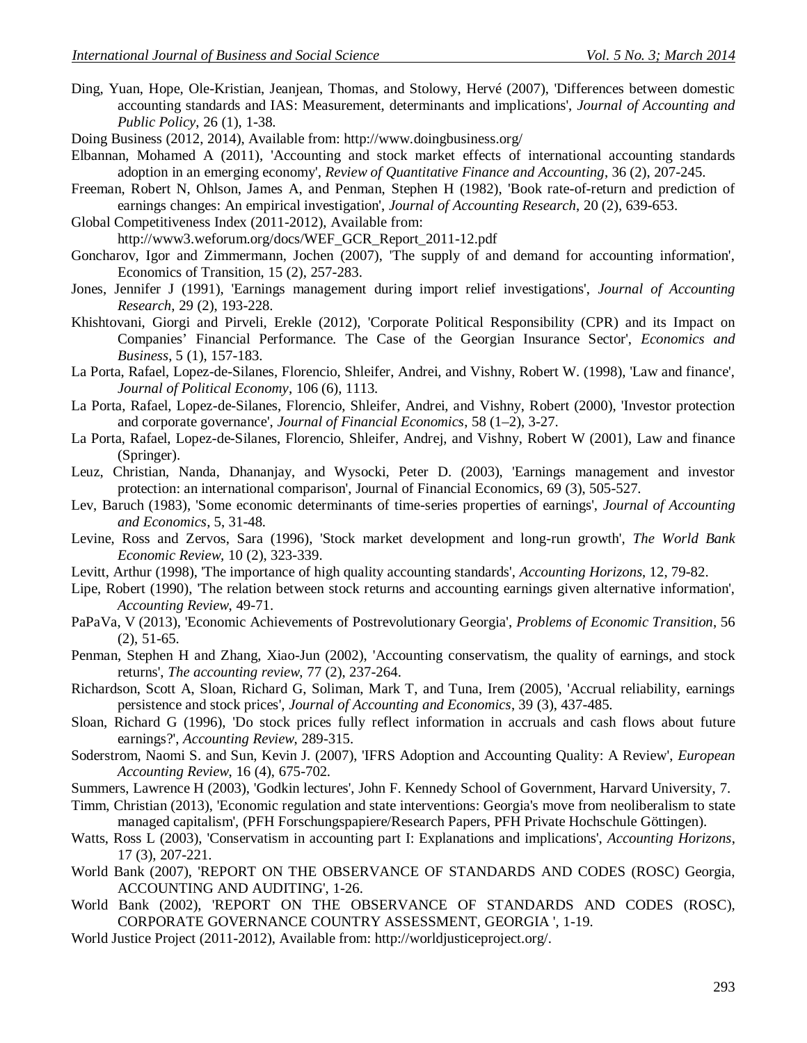Ding, Yuan, Hope, Ole-Kristian, Jeanjean, Thomas, and Stolowy, Hervé (2007), 'Differences between domestic accounting standards and IAS: Measurement, determinants and implications', *Journal of Accounting and Public Policy*, 26 (1), 1-38.

Doing Business (2012, 2014), Available from: http://www.doingbusiness.org/

Elbannan, Mohamed A (2011), 'Accounting and stock market effects of international accounting standards adoption in an emerging economy', *Review of Quantitative Finance and Accounting*, 36 (2), 207-245.

Freeman, Robert N, Ohlson, James A, and Penman, Stephen H (1982), 'Book rate-of-return and prediction of earnings changes: An empirical investigation', *Journal of Accounting Research*, 20 (2), 639-653.

Global Competitiveness Index (2011-2012), Available from: http://www3.weforum.org/docs/WEF_GCR_Report_2011-12.pdf

Goncharov, Igor and Zimmermann, Jochen (2007), 'The supply of and demand for accounting information', Economics of Transition, 15 (2), 257-283.

Jones, Jennifer J (1991), 'Earnings management during import relief investigations', *Journal of Accounting Research*, 29 (2), 193-228.

Khishtovani, Giorgi and Pirveli, Erekle (2012), 'Corporate Political Responsibility (CPR) and its Impact on Companies' Financial Performance. The Case of the Georgian Insurance Sector', *Economics and Business*, 5 (1), 157-183.

La Porta, Rafael, Lopez-de-Silanes, Florencio, Shleifer, Andrei, and Vishny, Robert W. (1998), 'Law and finance', *Journal of Political Economy*, 106 (6), 1113.

La Porta, Rafael, Lopez-de-Silanes, Florencio, Shleifer, Andrei, and Vishny, Robert (2000), 'Investor protection and corporate governance', *Journal of Financial Economics*, 58 (1–2), 3-27.

La Porta, Rafael, Lopez-de-Silanes, Florencio, Shleifer, Andrej, and Vishny, Robert W (2001), Law and finance (Springer).

Leuz, Christian, Nanda, Dhananjay, and Wysocki, Peter D. (2003), 'Earnings management and investor protection: an international comparison', Journal of Financial Economics, 69 (3), 505-527.

Lev, Baruch (1983), 'Some economic determinants of time-series properties of earnings', *Journal of Accounting and Economics*, 5, 31-48.

Levine, Ross and Zervos, Sara (1996), 'Stock market development and long-run growth', *The World Bank Economic Review*, 10 (2), 323-339.

Levitt, Arthur (1998), 'The importance of high quality accounting standards', *Accounting Horizons*, 12, 79-82.

Lipe, Robert (1990), 'The relation between stock returns and accounting earnings given alternative information', *Accounting Review*, 49-71.

PaPaVa, V (2013), 'Economic Achievements of Postrevolutionary Georgia', *Problems of Economic Transition*, 56 (2), 51-65.

Penman, Stephen H and Zhang, Xiao-Jun (2002), 'Accounting conservatism, the quality of earnings, and stock returns', *The accounting review*, 77 (2), 237-264.

Richardson, Scott A, Sloan, Richard G, Soliman, Mark T, and Tuna, Irem (2005), 'Accrual reliability, earnings persistence and stock prices', *Journal of Accounting and Economics*, 39 (3), 437-485.

Sloan, Richard G (1996), 'Do stock prices fully reflect information in accruals and cash flows about future earnings?', *Accounting Review*, 289-315.

Soderstrom, Naomi S. and Sun, Kevin J. (2007), 'IFRS Adoption and Accounting Quality: A Review', *European Accounting Review*, 16 (4), 675-702.

Summers, Lawrence H (2003), 'Godkin lectures', John F. Kennedy School of Government, Harvard University, 7.

Timm, Christian (2013), 'Economic regulation and state interventions: Georgia's move from neoliberalism to state managed capitalism', (PFH Forschungspapiere/Research Papers, PFH Private Hochschule Göttingen).

Watts, Ross L (2003), 'Conservatism in accounting part I: Explanations and implications', *Accounting Horizons*, 17 (3), 207-221.

World Bank (2007), 'REPORT ON THE OBSERVANCE OF STANDARDS AND CODES (ROSC) Georgia, ACCOUNTING AND AUDITING', 1-26.

World Bank (2002), 'REPORT ON THE OBSERVANCE OF STANDARDS AND CODES (ROSC), CORPORATE GOVERNANCE COUNTRY ASSESSMENT, GEORGIA ', 1-19.

World Justice Project (2011-2012), Available from: http://worldjusticeproject.org/.